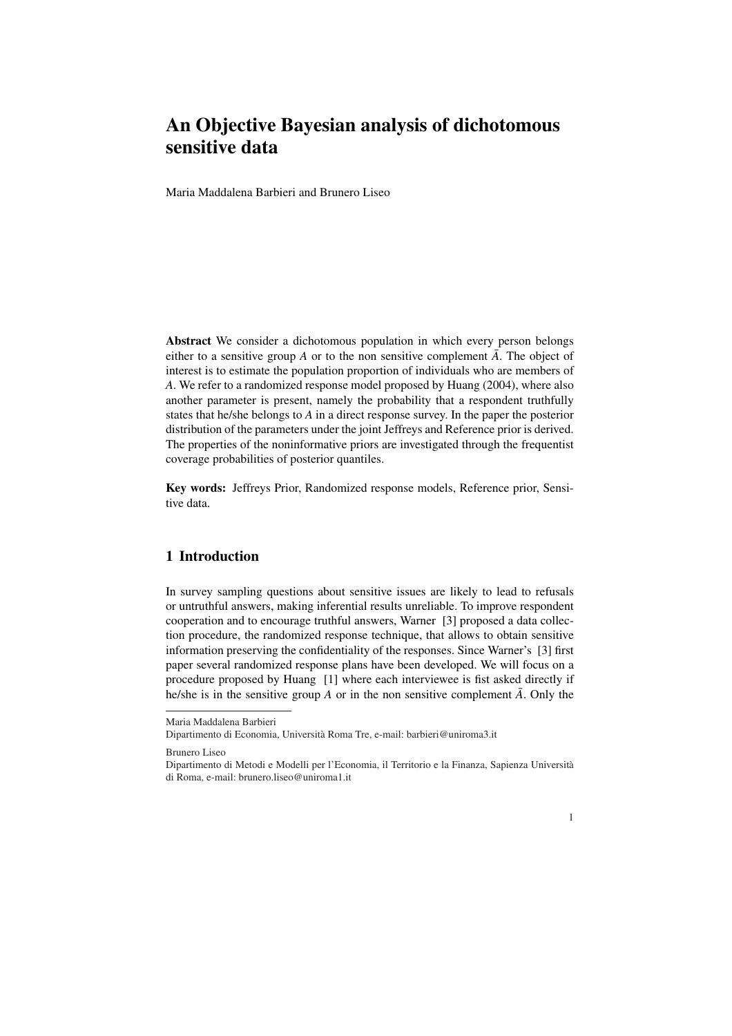# An Objective Bayesian analysis of dichotomous sensitive data

Maria Maddalena Barbieri and Brunero Liseo

**Abstract** We consider a dichotomous population in which every person belongs either to a sensitive group $A$ or to the non sensitive complement $\bar{A}$. The object of interest is to estimate the population proportion of individuals who are members of $A$. We refer to a randomized response model proposed by Huang (2004), where also another parameter is present, namely the probability that a respondent truthfully states that he/she belongs to $A$ in a direct response survey. In the paper the posterior distribution of the parameters under the joint Jeffreys and Reference prior is derived. The properties of the noninformative priors are investigated through the frequentist coverage probabilities of posterior quantiles.

**Key words:** Jeffreys Prior, Randomized response models, Reference prior, Sensitive data.

## 1 Introduction

In survey sampling questions about sensitive issues are likely to lead to refusals or untruthful answers, making inferential results unreliable. To improve respondent cooperation and to encourage truthful answers, Warner [3] proposed a data collection procedure, the randomized response technique, that allows to obtain sensitive information preserving the confidentiality of the responses. Since Warner's [3] first paper several randomized response plans have been developed. We will focus on a procedure proposed by Huang [1] where each interviewee is fist asked directly if he/she is in the sensitive group $A$ or in the non sensitive complement $\bar{A}$. Only the

---

Maria Maddalena Barbieri
Dipartimento di Economia, Università Roma Tre, e-mail: barbieri@uniroma3.it

Brunero Liseo
Dipartimento di Metodi e Modelli per l'Economia, il Territorio e la Finanza, Sapienza Università di Roma, e-mail: brunero.liseo@uniroma1.it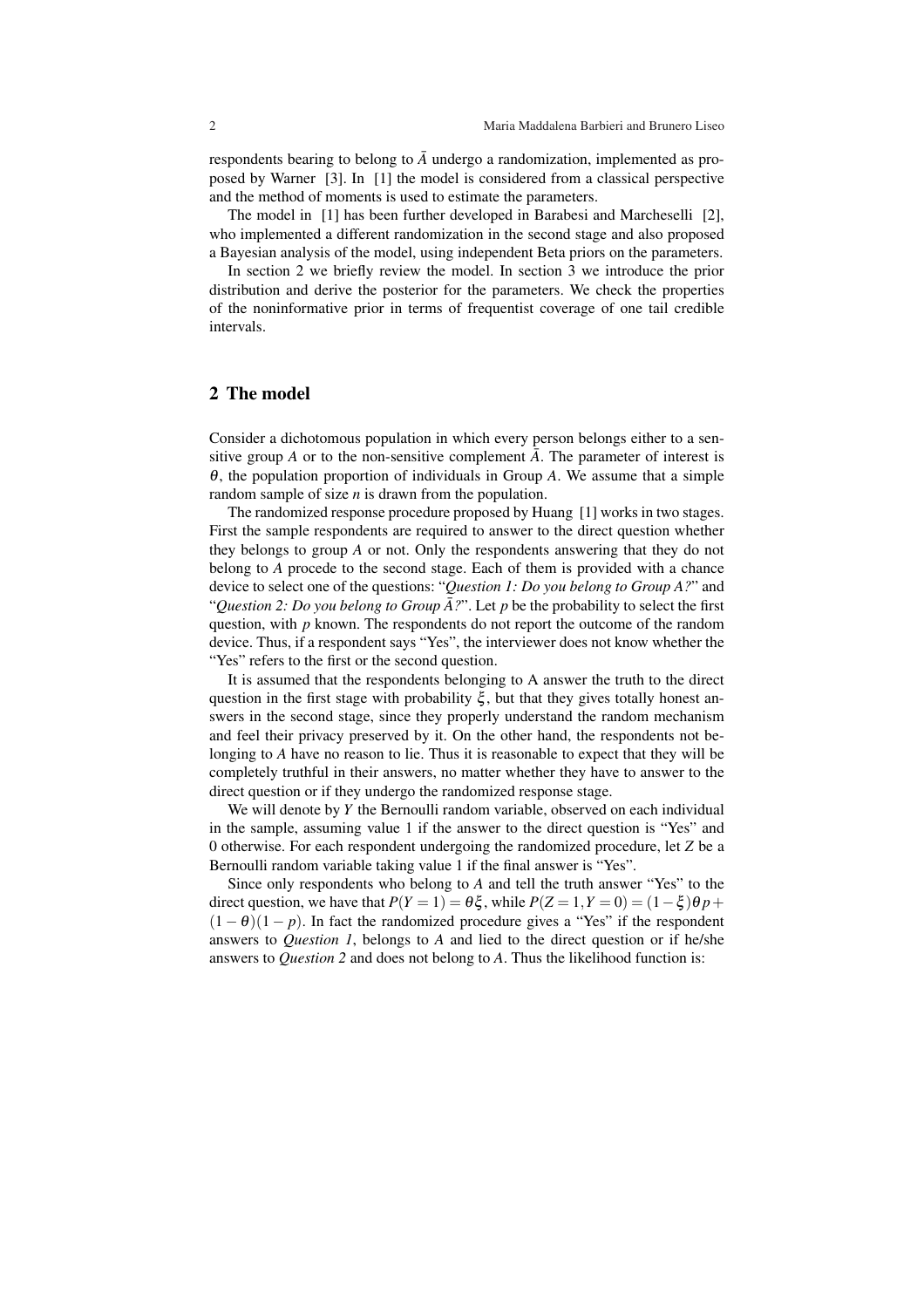respondents bearing to belong to $\bar{A}$ undergo a randomization, implemented as proposed by Warner [3]. In [1] the model is considered from a classical perspective and the method of moments is used to estimate the parameters.

The model in [1] has been further developed in Barabesi and Marcheselli [2], who implemented a different randomization in the second stage and also proposed a Bayesian analysis of the model, using independent Beta priors on the parameters.

In section 2 we briefly review the model. In section 3 we introduce the prior distribution and derive the posterior for the parameters. We check the properties of the noninformative prior in terms of frequentist coverage of one tail credible intervals.

## 2 The model

Consider a dichotomous population in which every person belongs either to a sensitive group $A$ or to the non-sensitive complement $\bar{A}$. The parameter of interest is $\theta$, the population proportion of individuals in Group $A$. We assume that a simple random sample of size $n$ is drawn from the population.

The randomized response procedure proposed by Huang [1] works in two stages. First the sample respondents are required to answer to the direct question whether they belongs to group $A$ or not. Only the respondents answering that they do not belong to $A$ procede to the second stage. Each of them is provided with a chance device to select one of the questions: "*Question 1: Do you belong to Group A?*" and "*Question 2: Do you belong to Group $\bar{A}$?*". Let $p$ be the probability to select the first question, with $p$ known. The respondents do not report the outcome of the random device. Thus, if a respondent says "Yes", the interviewer does not know whether the "Yes" refers to the first or the second question.

It is assumed that the respondents belonging to A answer the truth to the direct question in the first stage with probability $\xi$, but that they gives totally honest answers in the second stage, since they properly understand the random mechanism and feel their privacy preserved by it. On the other hand, the respondents not belonging to $A$ have no reason to lie. Thus it is reasonable to expect that they will be completely truthful in their answers, no matter whether they have to answer to the direct question or if they undergo the randomized response stage.

We will denote by $Y$ the Bernoulli random variable, observed on each individual in the sample, assuming value 1 if the answer to the direct question is "Yes" and 0 otherwise. For each respondent undergoing the randomized procedure, let $Z$ be a Bernoulli random variable taking value 1 if the final answer is "Yes".

Since only respondents who belong to $A$ and tell the truth answer "Yes" to the direct question, we have that $P(Y=1) = \theta\xi$, while $P(Z=1, Y=0) = (1-\xi)\theta p + (1-\theta)(1-p)$. In fact the randomized procedure gives a "Yes" if the respondent answers to *Question 1*, belongs to $A$ and lied to the direct question or if he/she answers to *Question 2* and does not belong to $A$. Thus the likelihood function is: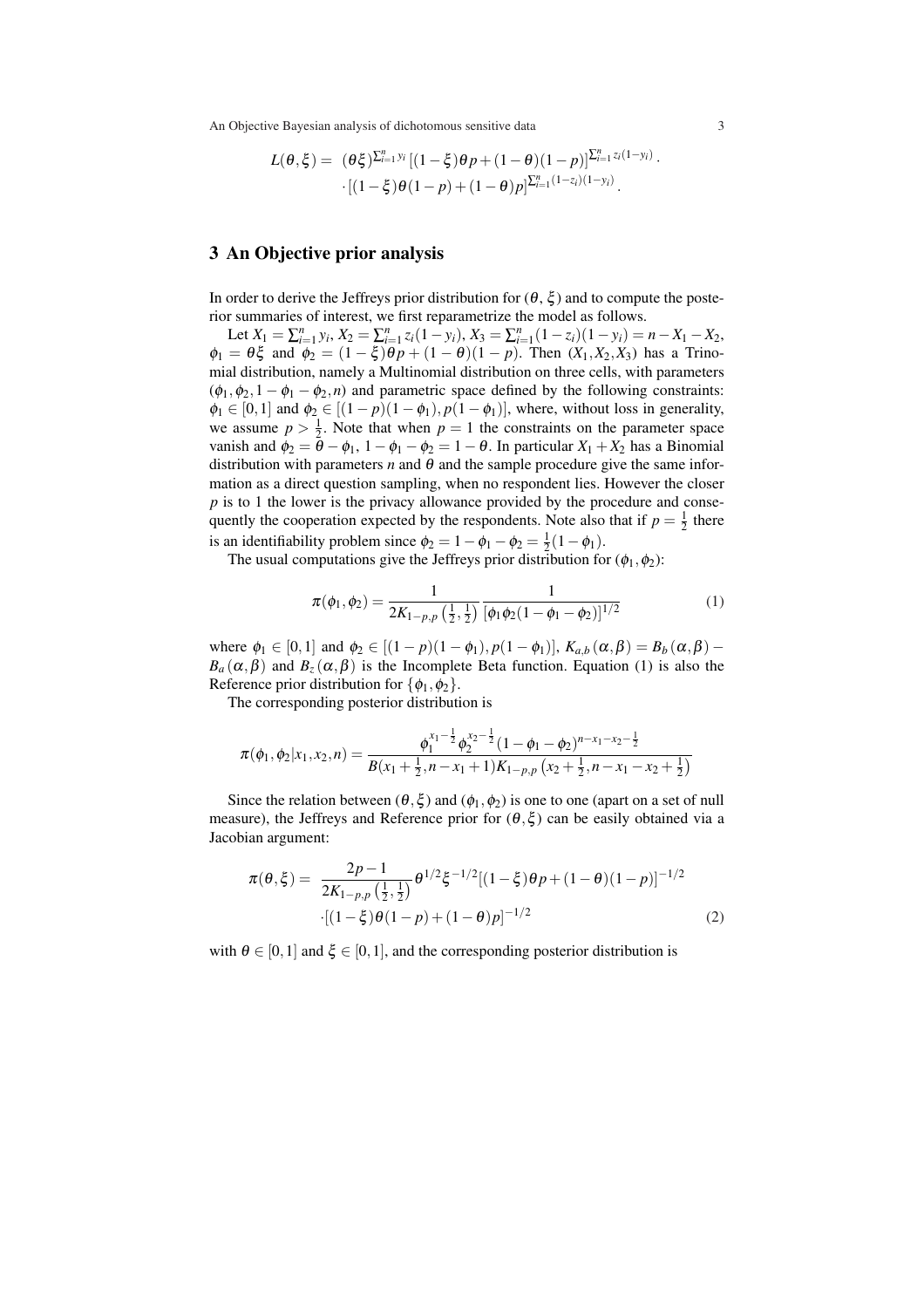$$
\begin{aligned}
L(\theta,\xi) = \ & (\theta\xi)^{\sum_{i=1}^n y_i}\left[(1-\xi)\theta p + (1-\theta)(1-p)\right]^{\sum_{i=1}^n z_i(1-y_i)} \cdot \\
& \cdot \left[(1-\xi)\theta(1-p) + (1-\theta)p\right]^{\sum_{i=1}^n (1-z_i)(1-y_i)}.
\end{aligned}
$$

## 3 An Objective prior analysis

In order to derive the Jeffreys prior distribution for $(\theta, \xi)$ and to compute the posterior summaries of interest, we first reparametrize the model as follows.

Let $X_1 = \sum_{i=1}^n y_i$, $X_2 = \sum_{i=1}^n z_i(1-y_i)$, $X_3 = \sum_{i=1}^n (1-z_i)(1-y_i) = n - X_1 - X_2$, $\phi_1 = \theta\xi$ and $\phi_2 = (1-\xi)\theta p + (1-\theta)(1-p)$. Then $(X_1, X_2, X_3)$ has a Trinomial distribution, namely a Multinomial distribution on three cells, with parameters $(\phi_1, \phi_2, 1-\phi_1-\phi_2, n)$ and parametric space defined by the following constraints: $\phi_1 \in [0,1]$ and $\phi_2 \in [(1-p)(1-\phi_1), p(1-\phi_1)]$, where, without loss in generality, we assume $p > \frac{1}{2}$. Note that when $p = 1$ the constraints on the parameter space vanish and $\phi_2 = \theta - \phi_1$, $1 - \phi_1 - \phi_2 = 1 - \theta$. In particular $X_1 + X_2$ has a Binomial distribution with parameters $n$ and $\theta$ and the sample procedure give the same information as a direct question sampling, when no respondent lies. However the closer $p$ is to 1 the lower is the privacy allowance provided by the procedure and consequently the cooperation expected by the respondents. Note also that if $p = \frac{1}{2}$ there is an identifiability problem since $\phi_2 = 1 - \phi_1 - \phi_2 = \frac{1}{2}(1-\phi_1)$.

The usual computations give the Jeffreys prior distribution for $(\phi_1, \phi_2)$:

$$
\pi(\phi_1,\phi_2) = \frac{1}{2K_{1-p,p}\left(\frac{1}{2},\frac{1}{2}\right)} \frac{1}{[\phi_1\phi_2(1-\phi_1-\phi_2)]^{1/2}} \tag{1}
$$

where $\phi_1 \in [0,1]$ and $\phi_2 \in [(1-p)(1-\phi_1), p(1-\phi_1)]$, $K_{a,b}(\alpha,\beta) = B_b(\alpha,\beta) - B_a(\alpha,\beta)$ and $B_z(\alpha,\beta)$ is the Incomplete Beta function. Equation (1) is also the Reference prior distribution for $\{\phi_1, \phi_2\}$.

The corresponding posterior distribution is

$$
\pi(\phi_1,\phi_2|x_1,x_2,n) = \frac{\phi_1^{x_1-\frac{1}{2}}\phi_2^{x_2-\frac{1}{2}}(1-\phi_1-\phi_2)^{n-x_1-x_2-\frac{1}{2}}}{B(x_1+\frac{1}{2}, n-x_1+1)K_{1-p,p}\left(x_2+\frac{1}{2}, n-x_1-x_2+\frac{1}{2}\right)}
$$

Since the relation between $(\theta,\xi)$ and $(\phi_1,\phi_2)$ is one to one (apart on a set of null measure), the Jeffreys and Reference prior for $(\theta,\xi)$ can be easily obtained via a Jacobian argument:

$$
\begin{aligned}
\pi(\theta,\xi) = \ & \frac{2p-1}{2K_{1-p,p}\left(\frac{1}{2},\frac{1}{2}\right)}\theta^{1/2}\xi^{-1/2}[(1-\xi)\theta p + (1-\theta)(1-p)]^{-1/2} \\
& \cdot [(1-\xi)\theta(1-p) + (1-\theta)p]^{-1/2}
\end{aligned} \tag{2}
$$

with $\theta \in [0,1]$ and $\xi \in [0,1]$, and the corresponding posterior distribution is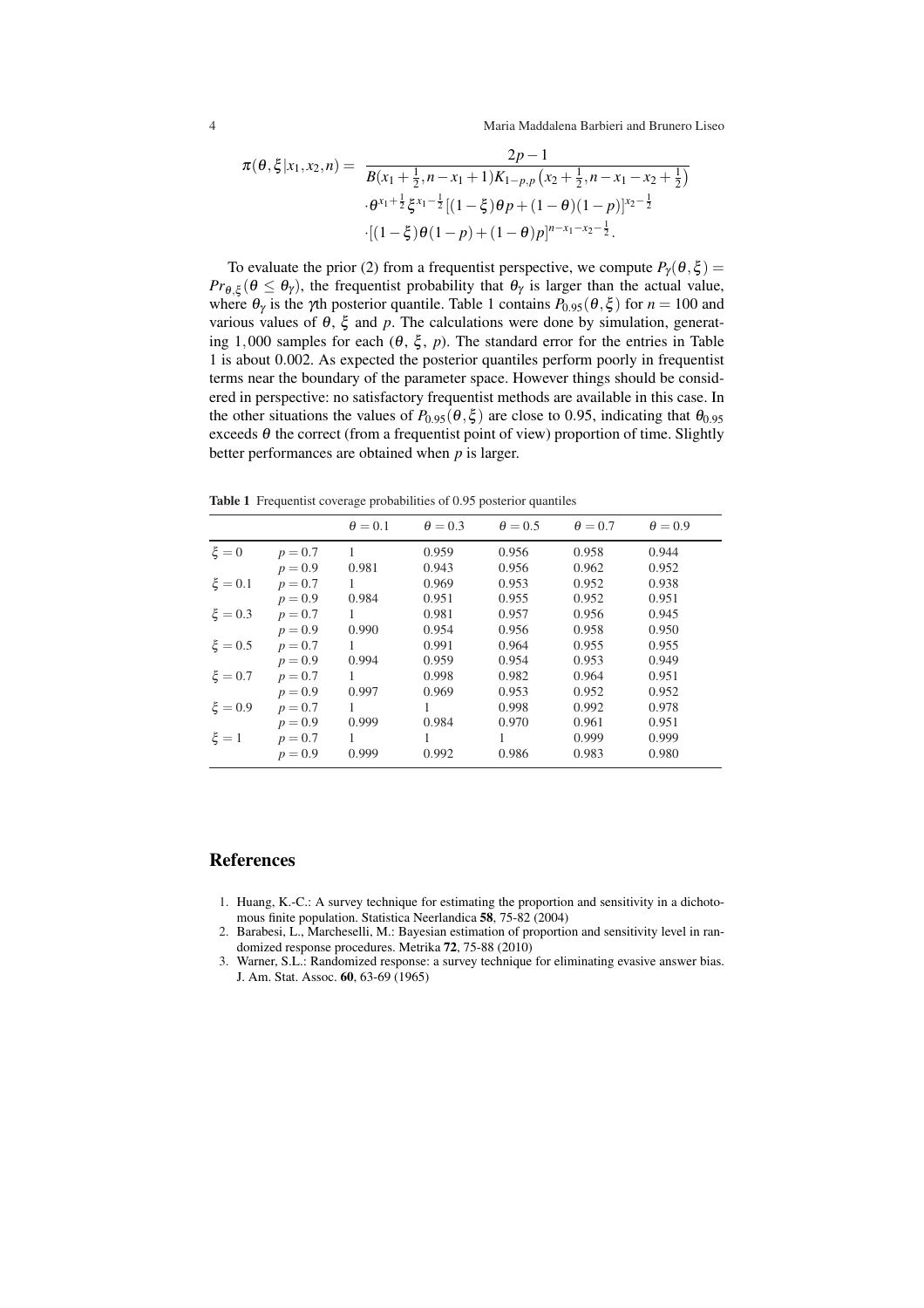$$\pi(\theta,\xi|x_1,x_2,n) = \frac{2p-1}{B(x_1+\frac{1}{2},n-x_1+1)K_{1-p,p}\left(x_2+\frac{1}{2},n-x_1-x_2+\frac{1}{2}\right)} \cdot\theta^{x_1+\frac{1}{2}}\xi^{x_1-\frac{1}{2}}[(1-\xi)\theta p+(1-\theta)(1-p)]^{x_2-\frac{1}{2}} \cdot[(1-\xi)\theta(1-p)+(1-\theta)p]^{n-x_1-x_2-\frac{1}{2}}.$$

To evaluate the prior (2) from a frequentist perspective, we compute $P_\gamma(\theta,\xi) = Pr_{\theta,\xi}(\theta \leq \theta_\gamma)$, the frequentist probability that $\theta_\gamma$ is larger than the actual value, where $\theta_\gamma$ is the $\gamma$th posterior quantile. Table 1 contains $P_{0.95}(\theta,\xi)$ for $n = 100$ and various values of $\theta$, $\xi$ and $p$. The calculations were done by simulation, generating 1,000 samples for each ($\theta$, $\xi$, $p$). The standard error for the entries in Table 1 is about 0.002. As expected the posterior quantiles perform poorly in frequentist terms near the boundary of the parameter space. However things should be considered in perspective: no satisfactory frequentist methods are available in this case. In the other situations the values of $P_{0.95}(\theta,\xi)$ are close to 0.95, indicating that $\theta_{0.95}$ exceeds $\theta$ the correct (from a frequentist point of view) proportion of time. Slightly better performances are obtained when $p$ is larger.

**Table 1** Frequentist coverage probabilities of 0.95 posterior quantiles

| | | $\theta = 0.1$ | $\theta = 0.3$ | $\theta = 0.5$ | $\theta = 0.7$ | $\theta = 0.9$ |
|---|---|---|---|---|---|---|
| $\xi = 0$ | $p = 0.7$ | 1 | 0.959 | 0.956 | 0.958 | 0.944 |
| | $p = 0.9$ | 0.981 | 0.943 | 0.956 | 0.962 | 0.952 |
| $\xi = 0.1$ | $p = 0.7$ | 1 | 0.969 | 0.953 | 0.952 | 0.938 |
| | $p = 0.9$ | 0.984 | 0.951 | 0.955 | 0.952 | 0.951 |
| $\xi = 0.3$ | $p = 0.7$ | 1 | 0.981 | 0.957 | 0.956 | 0.945 |
| | $p = 0.9$ | 0.990 | 0.954 | 0.956 | 0.958 | 0.950 |
| $\xi = 0.5$ | $p = 0.7$ | 1 | 0.991 | 0.964 | 0.955 | 0.955 |
| | $p = 0.9$ | 0.994 | 0.959 | 0.954 | 0.953 | 0.949 |
| $\xi = 0.7$ | $p = 0.7$ | 1 | 0.998 | 0.982 | 0.964 | 0.951 |
| | $p = 0.9$ | 0.997 | 0.969 | 0.953 | 0.952 | 0.952 |
| $\xi = 0.9$ | $p = 0.7$ | 1 | 1 | 0.998 | 0.992 | 0.978 |
| | $p = 0.9$ | 0.999 | 0.984 | 0.970 | 0.961 | 0.951 |
| $\xi = 1$ | $p = 0.7$ | 1 | 1 | 1 | 0.999 | 0.999 |
| | $p = 0.9$ | 0.999 | 0.992 | 0.986 | 0.983 | 0.980 |

## References

1. Huang, K.-C.: A survey technique for estimating the proportion and sensitivity in a dichotomous finite population. Statistica Neerlandica **58**, 75-82 (2004)
2. Barabesi, L., Marcheselli, M.: Bayesian estimation of proportion and sensitivity level in randomized response procedures. Metrika **72**, 75-88 (2010)
3. Warner, S.L.: Randomized response: a survey technique for eliminating evasive answer bias. J. Am. Stat. Assoc. **60**, 63-69 (1965)